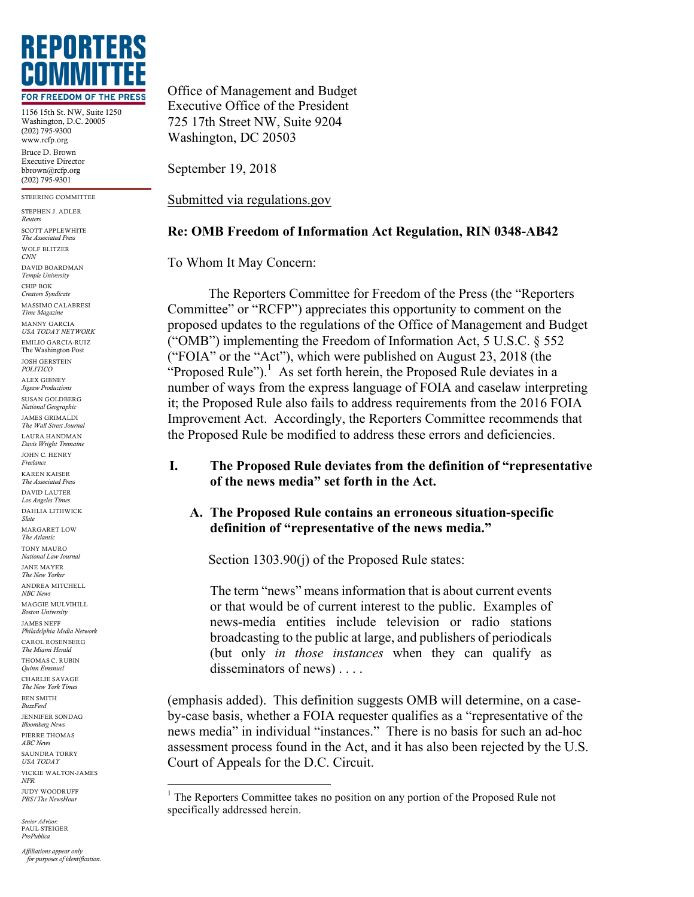# REPORTERS COMMITTEE

**FOR FREEDOM OF THE PRESS**

1156 15th St. NW, Suite 1250
Washington, D.C. 20005
(202) 795-9300
www.rcfp.org

Bruce D. Brown
Executive Director
bbrown@rcfp.org
(202) 795-9301

STEERING COMMITTEE

STEPHEN J. ADLER, *Reuters*
SCOTT APPLEWHITE, *The Associated Press*
WOLF BLITZER, *CNN*
DAVID BOARDMAN, *Temple University*
CHIP BOK, *Creators Syndicate*
MASSIMO CALABRESI, *Time Magazine*
MANNY GARCIA, *USA TODAY NETWORK*
EMILIO GARCIA-RUIZ, The Washington Post
JOSH GERSTEIN, *POLITICO*
ALEX GIBNEY, *Jigsaw Productions*
SUSAN GOLDBERG, *National Geographic*
JAMES GRIMALDI, *The Wall Street Journal*
LAURA HANDMAN, *Davis Wright Tremaine*
JOHN C. HENRY, *Freelance*
KAREN KAISER, *The Associated Press*
DAVID LAUTER, *Los Angeles Times*
DAHLIA LITHWICK, *Slate*
MARGARET LOW, *The Atlantic*
TONY MAURO, *National Law Journal*
JANE MAYER, *The New Yorker*
ANDREA MITCHELL, *NBC News*
MAGGIE MULVIHILL, *Boston University*
JAMES NEFF, *Philadelphia Media Network*
CAROL ROSENBERG, *The Miami Herald*
THOMAS C. RUBIN, *Quinn Emanuel*
CHARLIE SAVAGE, *The New York Times*
BEN SMITH, *BuzzFeed*
JENNIFER SONDAG, *Bloomberg News*
PIERRE THOMAS, *ABC News*
SAUNDRA TORRY, *USA TODAY*
VICKIE WALTON-JAMES, *NPR*
JUDY WOODRUFF, *PBS/The NewsHour*

*Senior Advisor:*
PAUL STEIGER, *ProPublica*

*Affiliations appear only for purposes of identification.*

Office of Management and Budget
Executive Office of the President
725 17th Street NW, Suite 9204
Washington, DC 20503

September 19, 2018

Submitted via regulations.gov

**Re: OMB Freedom of Information Act Regulation, RIN 0348-AB42**

To Whom It May Concern:

The Reporters Committee for Freedom of the Press (the "Reporters Committee" or "RCFP") appreciates this opportunity to comment on the proposed updates to the regulations of the Office of Management and Budget ("OMB") implementing the Freedom of Information Act, 5 U.S.C. § 552 ("FOIA" or the "Act"), which were published on August 23, 2018 (the "Proposed Rule").[1] As set forth herein, the Proposed Rule deviates in a number of ways from the express language of FOIA and caselaw interpreting it; the Proposed Rule also fails to address requirements from the 2016 FOIA Improvement Act. Accordingly, the Reporters Committee recommends that the Proposed Rule be modified to address these errors and deficiencies.

## I. The Proposed Rule deviates from the definition of "representative of the news media" set forth in the Act.

### A. The Proposed Rule contains an erroneous situation-specific definition of "representative of the news media."

Section 1303.90(j) of the Proposed Rule states:

> The term "news" means information that is about current events or that would be of current interest to the public. Examples of news-media entities include television or radio stations broadcasting to the public at large, and publishers of periodicals (but only *in those instances* when they can qualify as disseminators of news) . . . .

(emphasis added). This definition suggests OMB will determine, on a case-by-case basis, whether a FOIA requester qualifies as a "representative of the news media" in individual "instances." There is no basis for such an ad-hoc assessment process found in the Act, and it has also been rejected by the U.S. Court of Appeals for the D.C. Circuit.

[1] The Reporters Committee takes no position on any portion of the Proposed Rule not specifically addressed herein.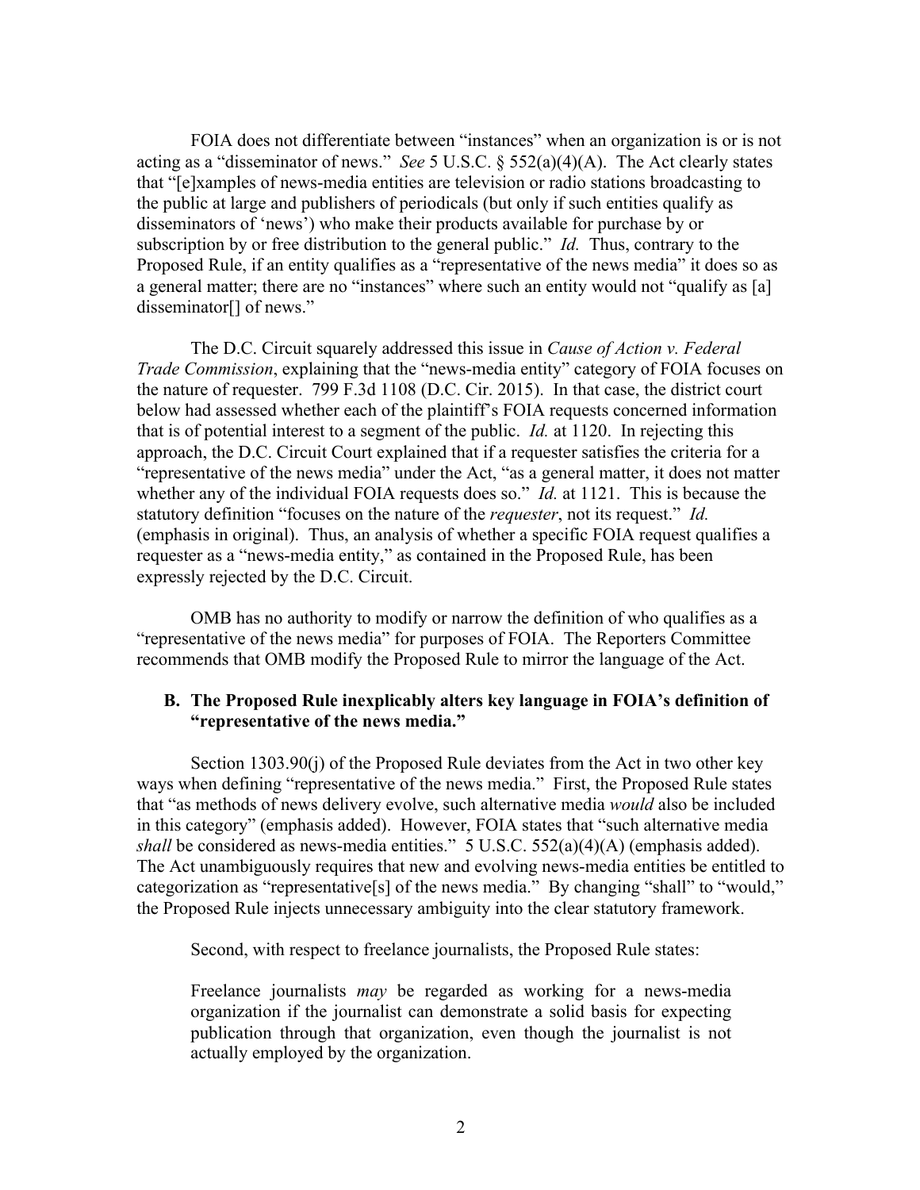FOIA does not differentiate between "instances" when an organization is or is not acting as a "disseminator of news." *See* 5 U.S.C. § 552(a)(4)(A). The Act clearly states that "[e]xamples of news-media entities are television or radio stations broadcasting to the public at large and publishers of periodicals (but only if such entities qualify as disseminators of 'news') who make their products available for purchase by or subscription by or free distribution to the general public." *Id.* Thus, contrary to the Proposed Rule, if an entity qualifies as a "representative of the news media" it does so as a general matter; there are no "instances" where such an entity would not "qualify as [a] disseminator[] of news."

The D.C. Circuit squarely addressed this issue in *Cause of Action v. Federal Trade Commission*, explaining that the "news-media entity" category of FOIA focuses on the nature of requester. 799 F.3d 1108 (D.C. Cir. 2015). In that case, the district court below had assessed whether each of the plaintiff's FOIA requests concerned information that is of potential interest to a segment of the public. *Id.* at 1120. In rejecting this approach, the D.C. Circuit Court explained that if a requester satisfies the criteria for a "representative of the news media" under the Act, "as a general matter, it does not matter whether any of the individual FOIA requests does so." *Id.* at 1121. This is because the statutory definition "focuses on the nature of the *requester*, not its request." *Id.* (emphasis in original). Thus, an analysis of whether a specific FOIA request qualifies a requester as a "news-media entity," as contained in the Proposed Rule, has been expressly rejected by the D.C. Circuit.

OMB has no authority to modify or narrow the definition of who qualifies as a "representative of the news media" for purposes of FOIA. The Reporters Committee recommends that OMB modify the Proposed Rule to mirror the language of the Act.

### B. The Proposed Rule inexplicably alters key language in FOIA's definition of "representative of the news media."

Section 1303.90(j) of the Proposed Rule deviates from the Act in two other key ways when defining "representative of the news media." First, the Proposed Rule states that "as methods of news delivery evolve, such alternative media *would* also be included in this category" (emphasis added). However, FOIA states that "such alternative media *shall* be considered as news-media entities." 5 U.S.C. 552(a)(4)(A) (emphasis added). The Act unambiguously requires that new and evolving news-media entities be entitled to categorization as "representative[s] of the news media." By changing "shall" to "would," the Proposed Rule injects unnecessary ambiguity into the clear statutory framework.

Second, with respect to freelance journalists, the Proposed Rule states:

> Freelance journalists *may* be regarded as working for a news-media organization if the journalist can demonstrate a solid basis for expecting publication through that organization, even though the journalist is not actually employed by the organization.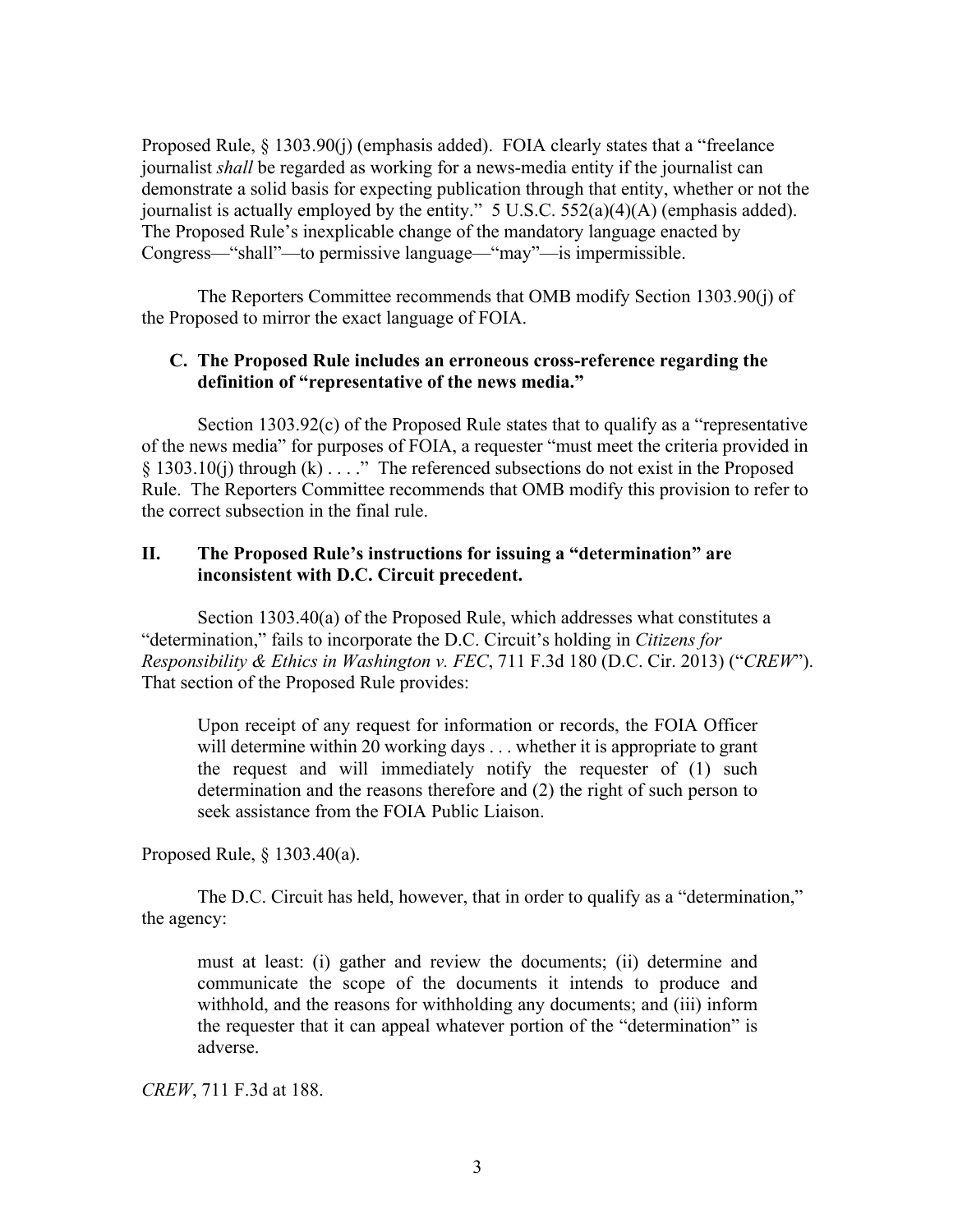Proposed Rule, § 1303.90(j) (emphasis added). FOIA clearly states that a "freelance journalist *shall* be regarded as working for a news-media entity if the journalist can demonstrate a solid basis for expecting publication through that entity, whether or not the journalist is actually employed by the entity." 5 U.S.C. 552(a)(4)(A) (emphasis added). The Proposed Rule's inexplicable change of the mandatory language enacted by Congress—"shall"—to permissive language—"may"—is impermissible.

The Reporters Committee recommends that OMB modify Section 1303.90(j) of the Proposed to mirror the exact language of FOIA.

### C. The Proposed Rule includes an erroneous cross-reference regarding the definition of "representative of the news media."

Section 1303.92(c) of the Proposed Rule states that to qualify as a "representative of the news media" for purposes of FOIA, a requester "must meet the criteria provided in § 1303.10(j) through (k) . . . ." The referenced subsections do not exist in the Proposed Rule. The Reporters Committee recommends that OMB modify this provision to refer to the correct subsection in the final rule.

## II. The Proposed Rule's instructions for issuing a "determination" are inconsistent with D.C. Circuit precedent.

Section 1303.40(a) of the Proposed Rule, which addresses what constitutes a "determination," fails to incorporate the D.C. Circuit's holding in *Citizens for Responsibility & Ethics in Washington v. FEC*, 711 F.3d 180 (D.C. Cir. 2013) ("*CREW*"). That section of the Proposed Rule provides:

> Upon receipt of any request for information or records, the FOIA Officer will determine within 20 working days . . . whether it is appropriate to grant the request and will immediately notify the requester of (1) such determination and the reasons therefore and (2) the right of such person to seek assistance from the FOIA Public Liaison.

Proposed Rule, § 1303.40(a).

The D.C. Circuit has held, however, that in order to qualify as a "determination," the agency:

> must at least: (i) gather and review the documents; (ii) determine and communicate the scope of the documents it intends to produce and withhold, and the reasons for withholding any documents; and (iii) inform the requester that it can appeal whatever portion of the "determination" is adverse.

*CREW*, 711 F.3d at 188.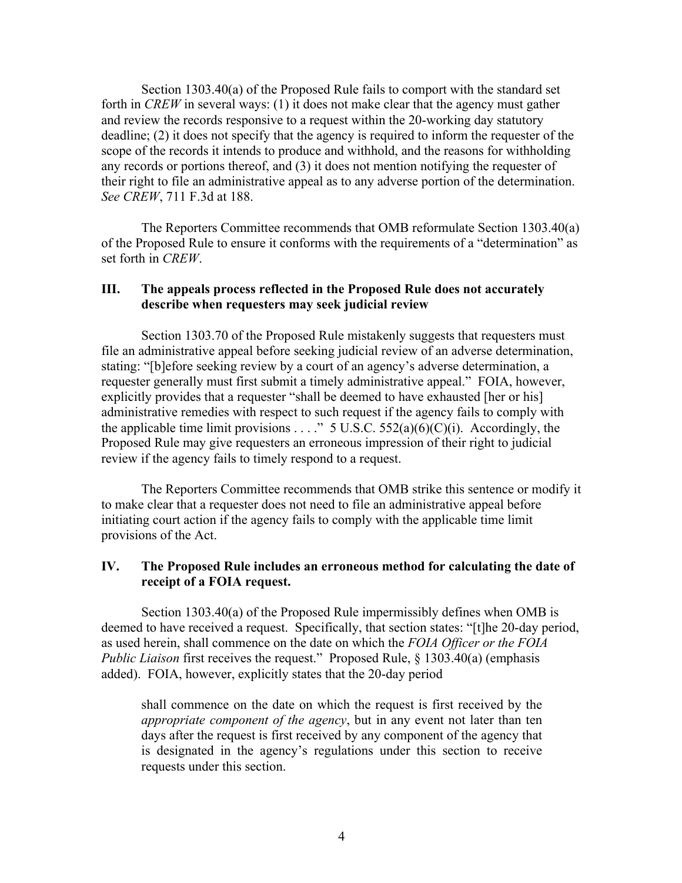Section 1303.40(a) of the Proposed Rule fails to comport with the standard set forth in *CREW* in several ways: (1) it does not make clear that the agency must gather and review the records responsive to a request within the 20-working day statutory deadline; (2) it does not specify that the agency is required to inform the requester of the scope of the records it intends to produce and withhold, and the reasons for withholding any records or portions thereof, and (3) it does not mention notifying the requester of their right to file an administrative appeal as to any adverse portion of the determination. *See CREW*, 711 F.3d at 188.

The Reporters Committee recommends that OMB reformulate Section 1303.40(a) of the Proposed Rule to ensure it conforms with the requirements of a "determination" as set forth in *CREW*.

### III. The appeals process reflected in the Proposed Rule does not accurately describe when requesters may seek judicial review

Section 1303.70 of the Proposed Rule mistakenly suggests that requesters must file an administrative appeal before seeking judicial review of an adverse determination, stating: "[b]efore seeking review by a court of an agency's adverse determination, a requester generally must first submit a timely administrative appeal." FOIA, however, explicitly provides that a requester "shall be deemed to have exhausted [her or his] administrative remedies with respect to such request if the agency fails to comply with the applicable time limit provisions . . . ." 5 U.S.C. 552(a)(6)(C)(i). Accordingly, the Proposed Rule may give requesters an erroneous impression of their right to judicial review if the agency fails to timely respond to a request.

The Reporters Committee recommends that OMB strike this sentence or modify it to make clear that a requester does not need to file an administrative appeal before initiating court action if the agency fails to comply with the applicable time limit provisions of the Act.

### IV. The Proposed Rule includes an erroneous method for calculating the date of receipt of a FOIA request.

Section 1303.40(a) of the Proposed Rule impermissibly defines when OMB is deemed to have received a request. Specifically, that section states: "[t]he 20-day period, as used herein, shall commence on the date on which the *FOIA Officer or the FOIA Public Liaison* first receives the request." Proposed Rule, § 1303.40(a) (emphasis added). FOIA, however, explicitly states that the 20-day period

> shall commence on the date on which the request is first received by the *appropriate component of the agency*, but in any event not later than ten days after the request is first received by any component of the agency that is designated in the agency's regulations under this section to receive requests under this section.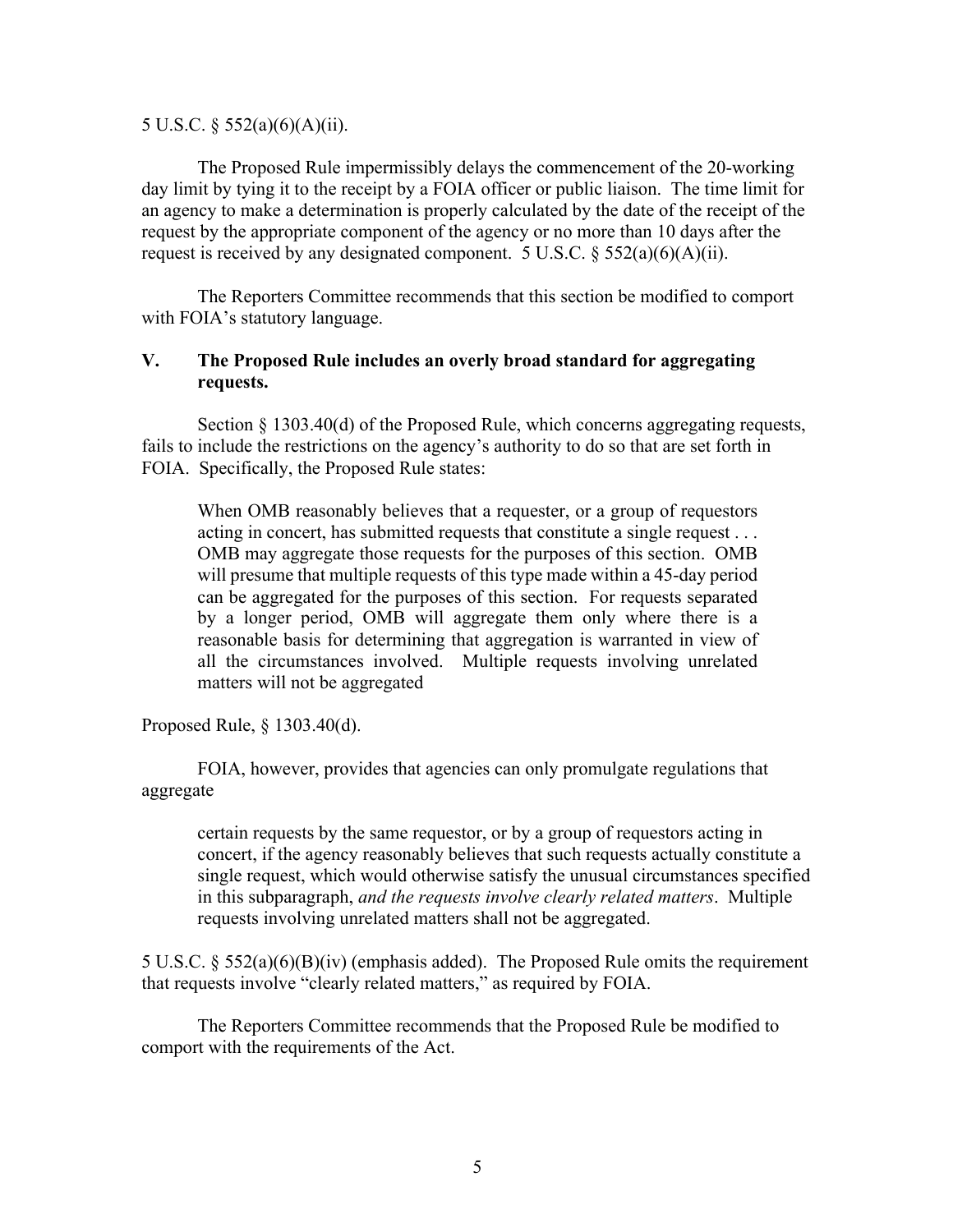5 U.S.C. § 552(a)(6)(A)(ii).

The Proposed Rule impermissibly delays the commencement of the 20-working day limit by tying it to the receipt by a FOIA officer or public liaison. The time limit for an agency to make a determination is properly calculated by the date of the receipt of the request by the appropriate component of the agency or no more than 10 days after the request is received by any designated component. 5 U.S.C. § 552(a)(6)(A)(ii).

The Reporters Committee recommends that this section be modified to comport with FOIA's statutory language.

## V. The Proposed Rule includes an overly broad standard for aggregating requests.

Section § 1303.40(d) of the Proposed Rule, which concerns aggregating requests, fails to include the restrictions on the agency's authority to do so that are set forth in FOIA. Specifically, the Proposed Rule states:

> When OMB reasonably believes that a requester, or a group of requestors acting in concert, has submitted requests that constitute a single request . . . OMB may aggregate those requests for the purposes of this section. OMB will presume that multiple requests of this type made within a 45-day period can be aggregated for the purposes of this section. For requests separated by a longer period, OMB will aggregate them only where there is a reasonable basis for determining that aggregation is warranted in view of all the circumstances involved. Multiple requests involving unrelated matters will not be aggregated

Proposed Rule, § 1303.40(d).

FOIA, however, provides that agencies can only promulgate regulations that aggregate

> certain requests by the same requestor, or by a group of requestors acting in concert, if the agency reasonably believes that such requests actually constitute a single request, which would otherwise satisfy the unusual circumstances specified in this subparagraph, *and the requests involve clearly related matters*. Multiple requests involving unrelated matters shall not be aggregated.

5 U.S.C. § 552(a)(6)(B)(iv) (emphasis added). The Proposed Rule omits the requirement that requests involve "clearly related matters," as required by FOIA.

The Reporters Committee recommends that the Proposed Rule be modified to comport with the requirements of the Act.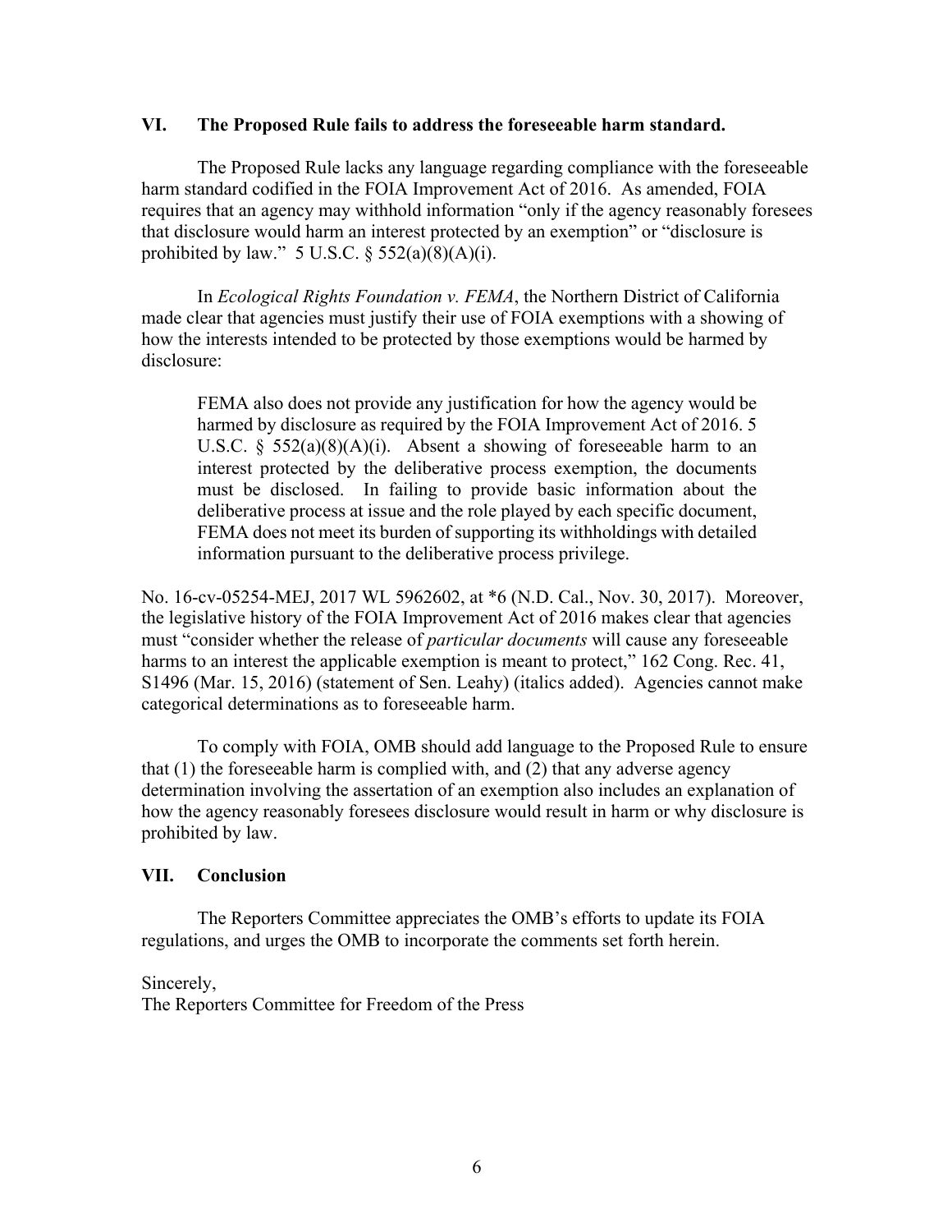## VI. The Proposed Rule fails to address the foreseeable harm standard.

The Proposed Rule lacks any language regarding compliance with the foreseeable harm standard codified in the FOIA Improvement Act of 2016. As amended, FOIA requires that an agency may withhold information "only if the agency reasonably foresees that disclosure would harm an interest protected by an exemption" or "disclosure is prohibited by law." 5 U.S.C. § 552(a)(8)(A)(i).

In *Ecological Rights Foundation v. FEMA*, the Northern District of California made clear that agencies must justify their use of FOIA exemptions with a showing of how the interests intended to be protected by those exemptions would be harmed by disclosure:

> FEMA also does not provide any justification for how the agency would be harmed by disclosure as required by the FOIA Improvement Act of 2016. 5 U.S.C. § 552(a)(8)(A)(i). Absent a showing of foreseeable harm to an interest protected by the deliberative process exemption, the documents must be disclosed. In failing to provide basic information about the deliberative process at issue and the role played by each specific document, FEMA does not meet its burden of supporting its withholdings with detailed information pursuant to the deliberative process privilege.

No. 16-cv-05254-MEJ, 2017 WL 5962602, at *6 (N.D. Cal., Nov. 30, 2017). Moreover, the legislative history of the FOIA Improvement Act of 2016 makes clear that agencies must "consider whether the release of *particular documents* will cause any foreseeable harms to an interest the applicable exemption is meant to protect," 162 Cong. Rec. 41, S1496 (Mar. 15, 2016) (statement of Sen. Leahy) (italics added). Agencies cannot make categorical determinations as to foreseeable harm.

To comply with FOIA, OMB should add language to the Proposed Rule to ensure that (1) the foreseeable harm is complied with, and (2) that any adverse agency determination involving the assertion of an exemption also includes an explanation of how the agency reasonably foresees disclosure would result in harm or why disclosure is prohibited by law.

## VII. Conclusion

The Reporters Committee appreciates the OMB's efforts to update its FOIA regulations, and urges the OMB to incorporate the comments set forth herein.

Sincerely,
The Reporters Committee for Freedom of the Press